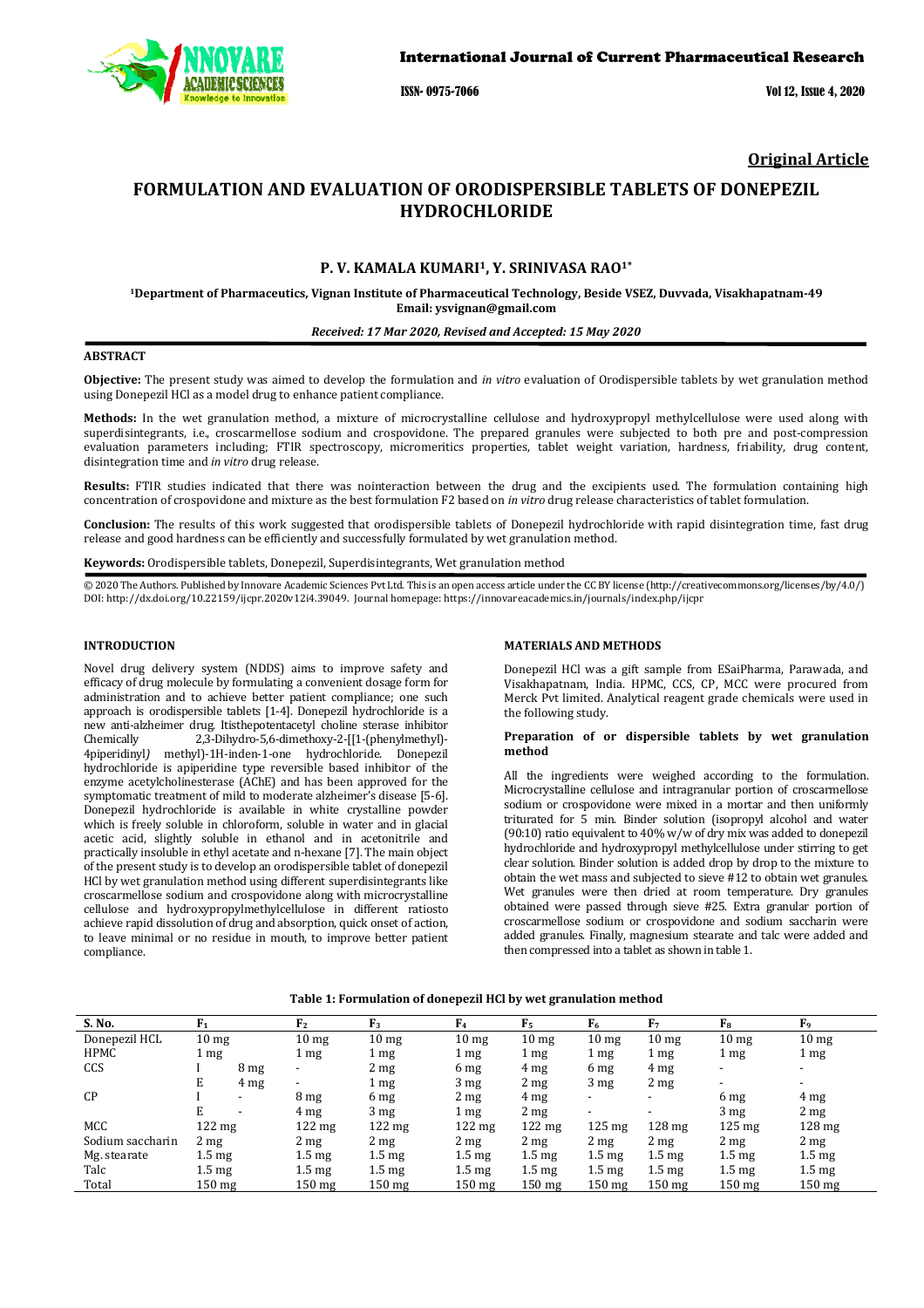**Original Article**

# FORMULATION AND EVALUATION OF ORODISPERSIBLE TABLETS OF DONEPEZIL HYDROCHLORIDE

**P. V. KAMALA KUMARI[1], Y. SRINIVASA RAO[1*]**

**[1]Department of Pharmaceutics, Vignan Institute of Pharmaceutical Technology, Beside VSEZ, Duvvada, Visakhapatnam-49**
**Email: ysvignan@gmail.com**

***Received: 17 Mar 2020, Revised and Accepted: 15 May 2020***

## ABSTRACT

**Objective:** The present study was aimed to develop the formulation and *in vitro* evaluation of Orodispersible tablets by wet granulation method using Donepezil HCl as a model drug to enhance patient compliance.

**Methods:** In the wet granulation method, a mixture of microcrystalline cellulose and hydroxypropyl methylcellulose were used along with superdisintegrants, i.e., croscarmellose sodium and crospovidone. The prepared granules were subjected to both pre and post-compression evaluation parameters including; FTIR spectroscopy, micromeritics properties, tablet weight variation, hardness, friability, drug content, disintegration time and *in vitro* drug release.

**Results:** FTIR studies indicated that there was nointeraction between the drug and the excipients used. The formulation containing high concentration of crospovidone and mixture as the best formulation F2 based on *in vitro* drug release characteristics of tablet formulation.

**Conclusion:** The results of this work suggested that orodispersible tablets of Donepezil hydrochloride with rapid disintegration time, fast drug release and good hardness can be efficiently and successfully formulated by wet granulation method.

**Keywords:** Orodispersible tablets, Donepezil, Superdisintegrants, Wet granulation method

© 2020 The Authors. Published by Innovare Academic Sciences Pvt Ltd. This is an open access article under the CC BY license (http://creativecommons.org/licenses/by/4.0/)
DOI: http://dx.doi.org/10.22159/ijcpr.2020v12i4.39049. Journal homepage: https://innovareacademics.in/journals/index.php/ijcpr

## INTRODUCTION

Novel drug delivery system (NDDS) aims to improve safety and efficacy of drug molecule by formulating a convenient dosage form for administration and to achieve better patient compliance; one such approach is orodispersible tablets [1-4]. Donepezil hydrochloride is a new anti-alzheimer drug. Itisthepotentacetyl choline sterase inhibitor Chemically 2,3-Dihydro-5,6-dimethoxy-2-[[1-(phenylmethyl)-4piperidinyl) methyl]-1H-inden-1-one hydrochloride. Donepezil hydrochloride is apiperidine type reversible based inhibitor of the enzyme acetylcholinesterase (AChE) and has been approved for the symptomatic treatment of mild to moderate alzheimer's disease [5-6]. Donepezil hydrochloride is available in white crystalline powder which is freely soluble in chloroform, soluble in water and in glacial acetic acid, slightly soluble in ethanol and in acetonitrile and practically insoluble in ethyl acetate and n-hexane [7]. The main object of the present study is to develop an orodispersible tablet of donepezil HCl by wet granulation method using different superdisintegrants like croscarmellose sodium and crospovidone along with microcrystalline cellulose and hydroxypropylmethylcellulose in different ratiosto achieve rapid dissolution of drug and absorption, quick onset of action, to leave minimal or no residue in mouth, to improve better patient compliance.

## MATERIALS AND METHODS

Donepezil HCl was a gift sample from ESaiPharma, Parawada, and Visakhapatnam, India. HPMC, CCS, CP, MCC were procured from Merck Pvt limited. Analytical reagent grade chemicals were used in the following study.

### Preparation of or dispersible tablets by wet granulation method

All the ingredients were weighed according to the formulation. Microcrystalline cellulose and intragranular portion of croscarmellose sodium or crospovidone were mixed in a mortar and then uniformly triturated for 5 min. Binder solution (isopropyl alcohol and water (90:10) ratio equivalent to 40% w/w of dry mix was added to donepezil hydrochloride and hydroxypropyl methylcellulose under stirring to get clear solution. Binder solution is added drop by drop to the mixture to obtain the wet mass and subjected to sieve #12 to obtain wet granules. Wet granules were then dried at room temperature. Dry granules obtained were passed through sieve #25. Extra granular portion of croscarmellose sodium or crospovidone and sodium saccharin were added granules. Finally, magnesium stearate and talc were added and then compressed into a tablet as shown in table 1.

**Table 1: Formulation of donepezil HCl by wet granulation method**

| S. No. | | $F_1$ | $F_2$ | $F_3$ | $F_4$ | $F_5$ | $F_6$ | $F_7$ | $F_8$ | $F_9$ |
|---|---|---|---|---|---|---|---|---|---|---|
| Donepezil HCL | | 10 mg | 10 mg | 10 mg | 10 mg | 10 mg | 10 mg | 10 mg | 10 mg | 10 mg |
| HPMC | | 1 mg | 1 mg | 1 mg | 1 mg | 1 mg | 1 mg | 1 mg | 1 mg | 1 mg |
| CCS | I | 8 mg | - | 2 mg | 6 mg | 4 mg | 6 mg | 4 mg | - | - |
| | E | 4 mg | - | 1 mg | 3 mg | 2 mg | 3 mg | 2 mg | - | - |
| CP | I | - | 8 mg | 6 mg | 2 mg | 4 mg | - | - | 6 mg | 4 mg |
| | E | - | 4 mg | 3 mg | 1 mg | 2 mg | - | - | 3 mg | 2 mg |
| MCC | | 122 mg | 122 mg | 122 mg | 122 mg | 122 mg | 125 mg | 128 mg | 125 mg | 128 mg |
| Sodium saccharin | | 2 mg | 2 mg | 2 mg | 2 mg | 2 mg | 2 mg | 2 mg | 2 mg | 2 mg |
| Mg. stearate | | 1.5 mg | 1.5 mg | 1.5 mg | 1.5 mg | 1.5 mg | 1.5 mg | 1.5 mg | 1.5 mg | 1.5 mg |
| Talc | | 1.5 mg | 1.5 mg | 1.5 mg | 1.5 mg | 1.5 mg | 1.5 mg | 1.5 mg | 1.5 mg | 1.5 mg |
| Total | | 150 mg | 150 mg | 150 mg | 150 mg | 150 mg | 150 mg | 150 mg | 150 mg | 150 mg |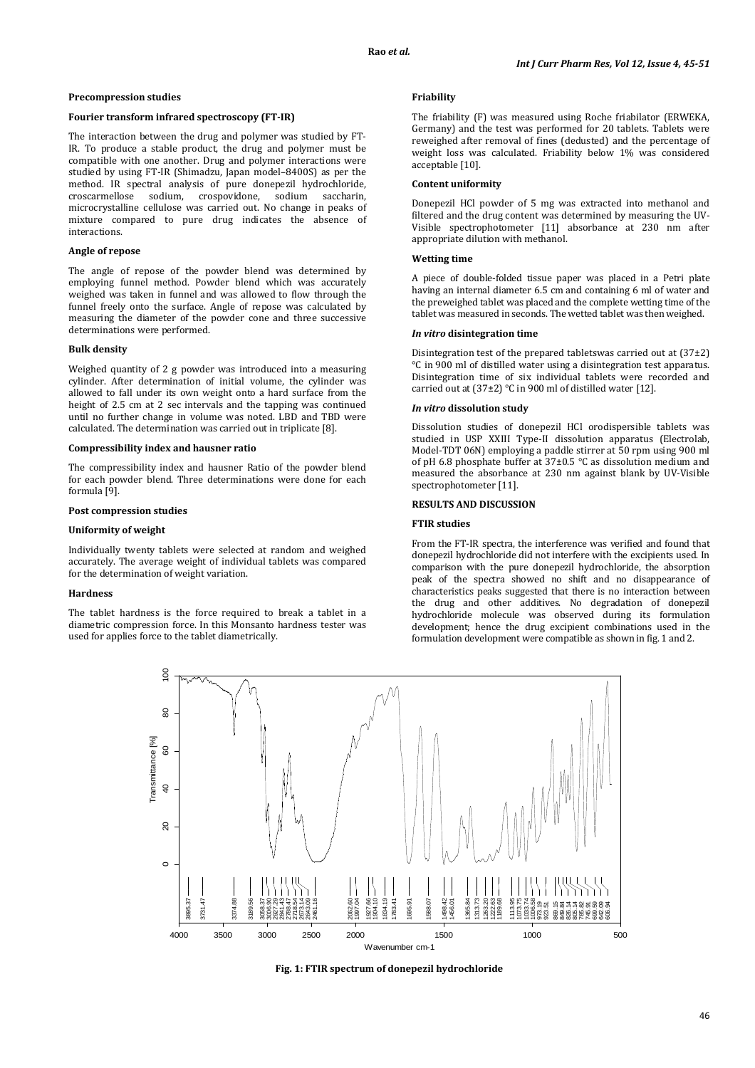### Precompression studies

#### Fourier transform infrared spectroscopy (FT-IR)

The interaction between the drug and polymer was studied by FT-IR. To produce a stable product, the drug and polymer must be compatible with one another. Drug and polymer interactions were studied by using FT-IR (Shimadzu, Japan model–8400S) as per the method. IR spectral analysis of pure donepezil hydrochloride, croscarmellose sodium, crospovidone, sodium saccharin, microcrystalline cellulose was carried out. No change in peaks of mixture compared to pure drug indicates the absence of interactions.

#### Angle of repose

The angle of repose of the powder blend was determined by employing funnel method. Powder blend which was accurately weighed was taken in funnel and was allowed to flow through the funnel freely onto the surface. Angle of repose was calculated by measuring the diameter of the powder cone and three successive determinations were performed.

#### Bulk density

Weighed quantity of 2 g powder was introduced into a measuring cylinder. After determination of initial volume, the cylinder was allowed to fall under its own weight onto a hard surface from the height of 2.5 cm at 2 sec intervals and the tapping was continued until no further change in volume was noted. LBD and TBD were calculated. The determination was carried out in triplicate [8].

#### Compressibility index and hausner ratio

The compressibility index and hausner Ratio of the powder blend for each powder blend. Three determinations were done for each formula [9].

### Post compression studies

#### Uniformity of weight

Individually twenty tablets were selected at random and weighed accurately. The average weight of individual tablets was compared for the determination of weight variation.

#### Hardness

The tablet hardness is the force required to break a tablet in a diametric compression force. In this Monsanto hardness tester was used for applies force to the tablet diametrically.

#### Friability

The friability (F) was measured using Roche friabilator (ERWEKA, Germany) and the test was performed for 20 tablets. Tablets were reweighed after removal of fines (dedusted) and the percentage of weight loss was calculated. Friability below 1% was considered acceptable [10].

#### Content uniformity

Donepezil HCl powder of 5 mg was extracted into methanol and filtered and the drug content was determined by measuring the UV-Visible spectrophotometer [11] absorbance at 230 nm after appropriate dilution with methanol.

#### Wetting time

A piece of double-folded tissue paper was placed in a Petri plate having an internal diameter 6.5 cm and containing 6 ml of water and the preweighed tablet was placed and the complete wetting time of the tablet was measured in seconds. The wetted tablet was then weighed.

#### *In vitro* disintegration time

Disintegration test of the prepared tabletswas carried out at (37±2) °C in 900 ml of distilled water using a disintegration test apparatus. Disintegration time of six individual tablets were recorded and carried out at (37±2) °C in 900 ml of distilled water [12].

#### *In vitro* dissolution study

Dissolution studies of donepezil HCl orodispersible tablets was studied in USP XXIII Type-II dissolution apparatus (Electrolab, Model-TDT 06N) employing a paddle stirrer at 50 rpm using 900 ml of pH 6.8 phosphate buffer at 37±0.5 °C as dissolution medium and measured the absorbance at 230 nm against blank by UV-Visible spectrophotometer [11].

## RESULTS AND DISCUSSION

### FTIR studies

From the FT-IR spectra, the interference was verified and found that donepezil hydrochloride did not interfere with the excipients used. In comparison with the pure donepezil hydrochloride, the absorption peak of the spectra showed no shift and no disappearance of characteristics peaks suggested that there is no interaction between the drug and other additives. No degradation of donepezil hydrochloride molecule was observed during its formulation development; hence the drug excipient combinations used in the formulation development were compatible as shown in fig. 1 and 2.

**Fig. 1: FTIR spectrum of donepezil hydrochloride**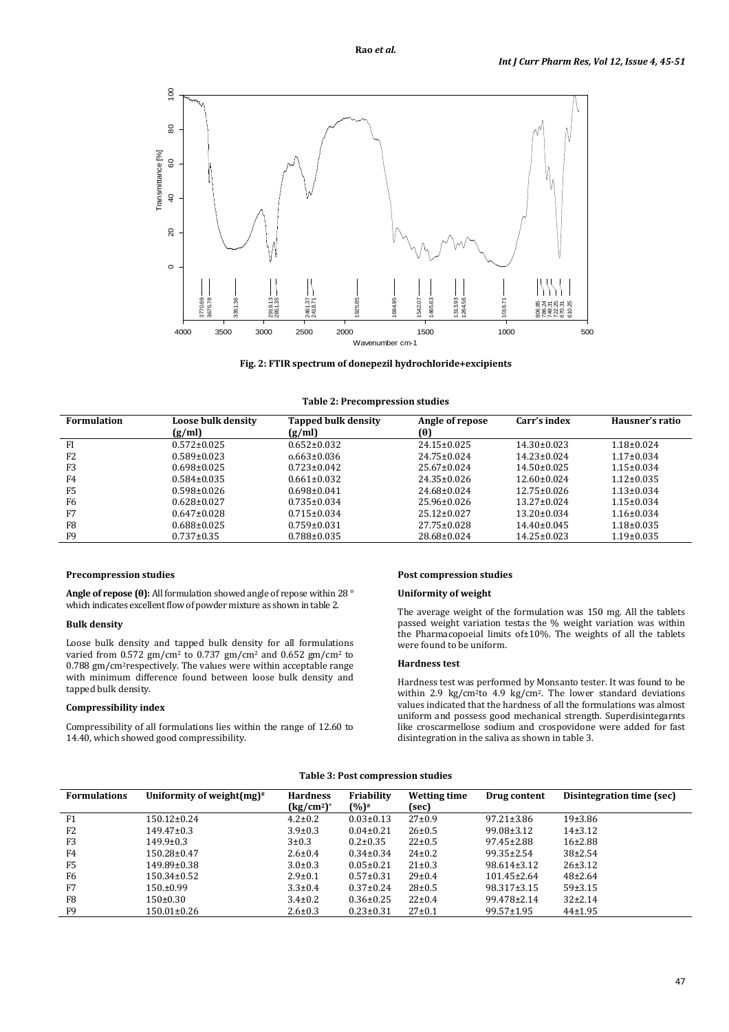Fig. 2: FTIR spectrum of donepezil hydrochloride+excipients

**Table 2: Precompression studies**

| Formulation | Loose bulk density (g/ml) | Tapped bulk density (g/ml) | Angle of repose (θ) | Carr's index | Hausner's ratio |
|---|---|---|---|---|---|
| FI | 0.572±0.025 | 0.652±0.032 | 24.15±0.025 | 14.30±0.023 | 1.18±0.024 |
| F2 | 0.589±0.023 | o.663±0.036 | 24.75±0.024 | 14.23±0.024 | 1.17±0.034 |
| F3 | 0.698±0.025 | 0.723±0.042 | 25.67±0.024 | 14.50±0.025 | 1.15±0.034 |
| F4 | 0.584±0.035 | 0.661±0.032 | 24.35±0.026 | 12.60±0.024 | 1.12±0.035 |
| F5 | 0.598±0.026 | 0.698±0.041 | 24.68±0.024 | 12.75±0.026 | 1.13±0.034 |
| F6 | 0.628±0.027 | 0.735±0.034 | 25.96±0.026 | 13.27±0.024 | 1.15±0.034 |
| F7 | 0.647±0.028 | 0.715±0.034 | 25.12±0.027 | 13.20±0.034 | 1.16±0.034 |
| F8 | 0.688±0.025 | 0.759±0.031 | 27.75±0.028 | 14.40±0.045 | 1.18±0.035 |
| F9 | 0.737±0.35 | 0.788±0.035 | 28.68±0.024 | 14.25±0.023 | 1.19±0.035 |

#### Precompression studies

**Angle of repose (θ):** All formulation showed angle of repose within 28 ° which indicates excellent flow of powder mixture as shown in table 2.

#### Bulk density

Loose bulk density and tapped bulk density for all formulations varied from 0.572 gm/cm$^2$ to 0.737 gm/cm$^2$ and 0.652 gm/cm$^2$ to 0.788 gm/cm$^2$respectively. The values were within acceptable range with minimum difference found between loose bulk density and tapped bulk density.

#### Compressibility index

Compressibility of all formulations lies within the range of 12.60 to 14.40, which showed good compressibility.

#### Post compression studies

#### Uniformity of weight

The average weight of the formulation was 150 mg. All the tablets passed weight variation testas the % weight variation was within the Pharmacopoeial limits of±10%. The weights of all the tablets were found to be uniform.

#### Hardness test

Hardness test was performed by Monsanto tester. It was found to be within 2.9 kg/cm$^2$to 4.9 kg/cm$^2$. The lower standard deviations values indicated that the hardness of all the formulations was almost uniform and possess good mechanical strength. Superdisintegarnts like croscarmellose sodium and crospovidone were added for fast disintegration in the saliva as shown in table 3.

**Table 3: Post compression studies**

| Formulations | Uniformity of weight(mg)# | Hardness (kg/cm$^2$)* | Friability (%)# | Wetting time (sec) | Drug content | Disintegration time (sec) |
|---|---|---|---|---|---|---|
| F1 | 150.12±0.24 | 4.2±0.2 | 0.03±0.13 | 27±0.9 | 97.21±3.86 | 19±3.86 |
| F2 | 149.47±0.3 | 3.9±0.3 | 0.04±0.21 | 26±0.5 | 99.08±3.12 | 14±3.12 |
| F3 | 149.9±0.3 | 3±0.3 | 0.2±0.35 | 22±0.5 | 97.45±2.88 | 16±2.88 |
| F4 | 150.28±0.47 | 2.6±0.4 | 0.34±0.34 | 24±0.2 | 99.35±2.54 | 38±2.54 |
| F5 | 149.89±0.38 | 3.0±0.3 | 0.05±0.21 | 21±0.3 | 98.614±3.12 | 26±3.12 |
| F6 | 150.34±0.52 | 2.9±0.1 | 0.57±0.31 | 29±0.4 | 101.45±2.64 | 48±2.64 |
| F7 | 150.±0.99 | 3.3±0.4 | 0.37±0.24 | 28±0.5 | 98.317±3.15 | 59±3.15 |
| F8 | 150±0.30 | 3.4±0.2 | 0.36±0.25 | 22±0.4 | 99.478±2.14 | 32±2.14 |
| F9 | 150.01±0.26 | 2.6±0.3 | 0.23±0.31 | 27±0.1 | 99.57±1.95 | 44±1.95 |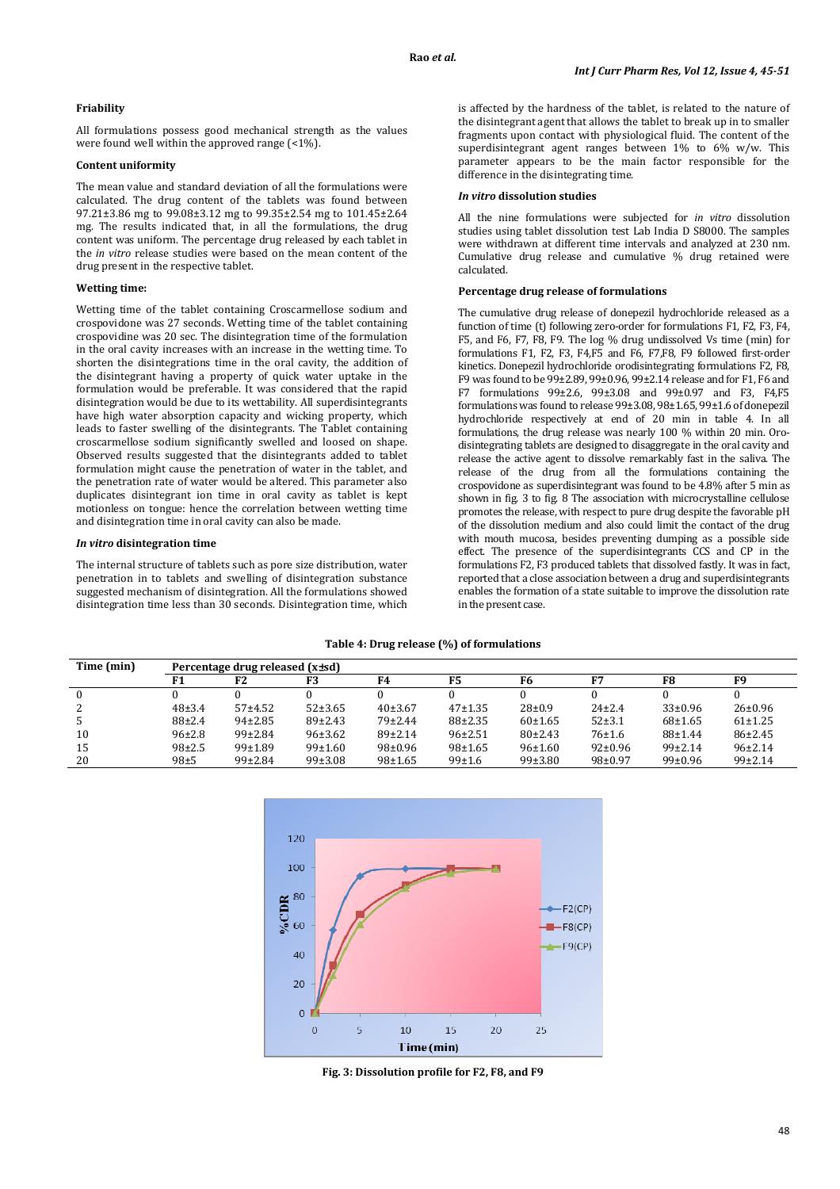**Friability**

All formulations possess good mechanical strength as the values were found well within the approved range (<1%).

**Content uniformity**

The mean value and standard deviation of all the formulations were calculated. The drug content of the tablets was found between 97.21±3.86 mg to 99.08±3.12 mg to 99.35±2.54 mg to 101.45±2.64 mg. The results indicated that, in all the formulations, the drug content was uniform. The percentage drug released by each tablet in the *in vitro* release studies were based on the mean content of the drug present in the respective tablet.

**Wetting time:**

Wetting time of the tablet containing Croscarmellose sodium and crospovidone was 27 seconds. Wetting time of the tablet containing crospovidone was 20 sec. The disintegration time of the formulation in the oral cavity increases with an increase in the wetting time. To shorten the disintegrations time in the oral cavity, the addition of the disintegrant having a property of quick water uptake in the formulation would be preferable. It was considered that the rapid disintegration would be due to its wettability. All superdisintegrants have high water absorption capacity and wicking property, which leads to faster swelling of the disintegrants. The Tablet containing croscarmellose sodium significantly swelled and loosed on shape. Observed results suggested that the disintegrants added to tablet formulation might cause the penetration of water in the tablet, and the penetration rate of water would be altered. This parameter also duplicates disintegrant ion time in oral cavity as tablet is kept motionless on tongue: hence the correlation between wetting time and disintegration time in oral cavity can also be made.

***In vitro* disintegration time**

The internal structure of tablets such as pore size distribution, water penetration in to tablets and swelling of disintegration substance suggested mechanism of disintegration. All the formulations showed disintegration time less than 30 seconds. Disintegration time, which is affected by the hardness of the tablet, is related to the nature of the disintegrant agent that allows the tablet to break up in to smaller fragments upon contact with physiological fluid. The content of the superdisintegrant agent ranges between 1% to 6% w/w. This parameter appears to be the main factor responsible for the difference in the disintegrating time.

***In vitro* dissolution studies**

All the nine formulations were subjected for *in vitro* dissolution studies using tablet dissolution test Lab India D S8000. The samples were withdrawn at different time intervals and analyzed at 230 nm. Cumulative drug release and cumulative % drug retained were calculated.

**Percentage drug release of formulations**

The cumulative drug release of donepezil hydrochloride released as a function of time (t) following zero-order for formulations F1, F2, F3, F4, F5, and F6, F7, F8, F9. The log % drug undissolved Vs time (min) for formulations F1, F2, F3, F4,F5 and F6, F7,F8, F9 followed first-order kinetics. Donepezil hydrochloride orodisintegrating formulations F2, F8, F9 was found to be 99±2.89, 99±0.96, 99±2.14 release and for F1, F6 and F7 formulations 99±2.6, 99±3.08 and 99±0.97 and F3, F4,F5 formulations was found to release 99±3.08, 98±1.65, 99±1.6 of donepezil hydrochloride respectively at end of 20 min in table 4. In all formulations, the drug release was nearly 100 % within 20 min. Oro-disintegrating tablets are designed to disaggregate in the oral cavity and release the active agent to dissolve remarkably fast in the saliva. The release of the drug from all the formulations containing the crospovidone as superdisintegrant was found to be 4.8% after 5 min as shown in fig. 3 to fig. 8 The association with microcrystalline cellulose promotes the release, with respect to pure drug despite the favorable pH of the dissolution medium and also could limit the contact of the drug with mouth mucosa, besides preventing dusting as a possible side effect. The presence of the superdisintegrants CCS and CP in the formulations F2, F3 produced tablets that dissolved fastly. It was in fact, reported that a close association between a drug and superdisintegrants enables the formation of a state suitable to improve the dissolution rate in the present case.

**Table 4: Drug release (%) of formulations**

| Time (min) | Percentage drug released (x±sd) | | | | | | | | |
|---|---|---|---|---|---|---|---|---|---|
| | F1 | F2 | F3 | F4 | F5 | F6 | F7 | F8 | F9 |
| 0 | 0 | 0 | 0 | 0 | 0 | 0 | 0 | 0 | 0 |
| 2 | 48±3.4 | 57±4.52 | 52±3.65 | 40±3.67 | 47±1.35 | 28±0.9 | 24±2.4 | 33±0.96 | 26±0.96 |
| 5 | 88±2.4 | 94±2.85 | 89±2.43 | 79±2.44 | 88±2.35 | 60±1.65 | 52±3.1 | 68±1.65 | 61±1.25 |
| 10 | 96±2.8 | 99±2.84 | 96±3.62 | 89±2.14 | 96±2.51 | 80±2.43 | 76±1.6 | 88±1.44 | 86±2.45 |
| 15 | 98±2.5 | 99±1.89 | 99±1.60 | 98±0.96 | 98±1.65 | 96±1.60 | 92±0.96 | 99±2.14 | 96±2.14 |
| 20 | 98±5 | 99±2.84 | 99±3.08 | 98±1.65 | 99±1.6 | 99±3.80 | 98±0.97 | 99±0.96 | 99±2.14 |

**Fig. 3: Dissolution profile for F2, F8, and F9**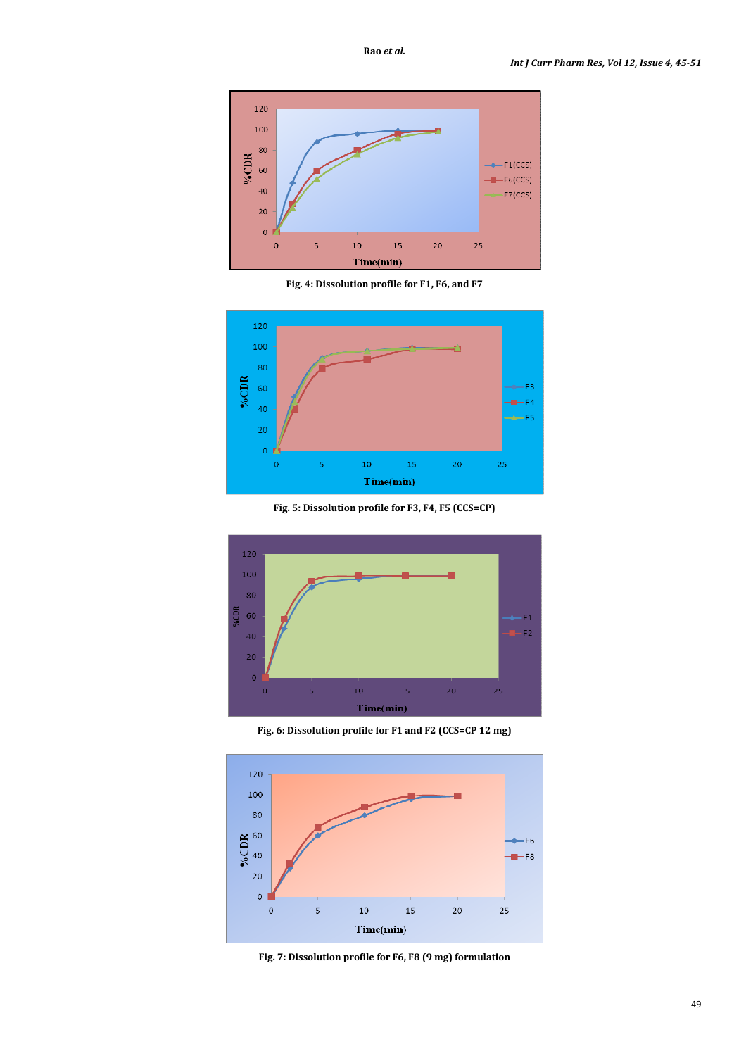Fig. 4: Dissolution profile for F1, F6, and F7

Fig. 5: Dissolution profile for F3, F4, F5 (CCS=CP)

Fig. 6: Dissolution profile for F1 and F2 (CCS=CP 12 mg)

Fig. 7: Dissolution profile for F6, F8 (9 mg) formulation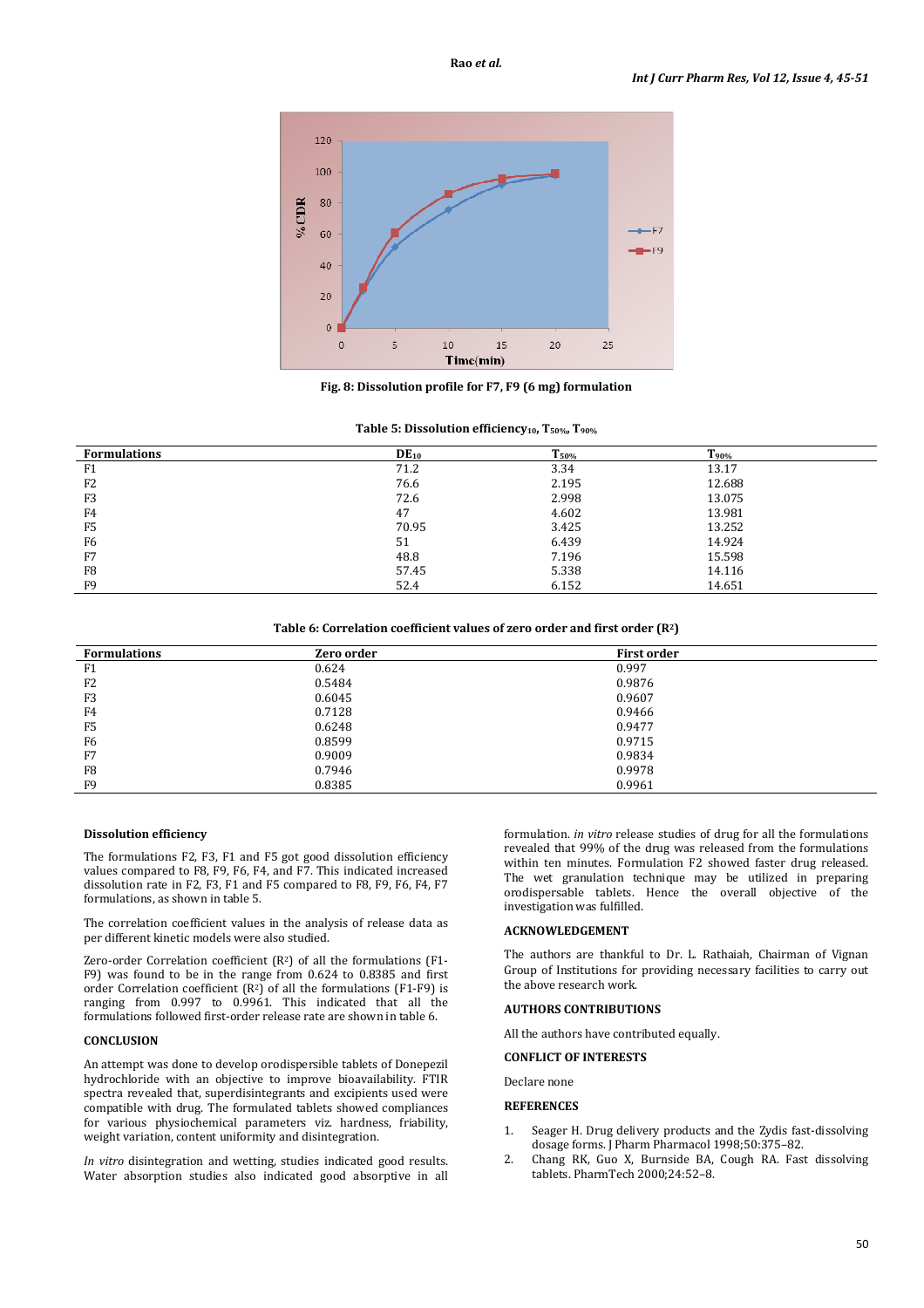Fig. 8: Dissolution profile for F7, F9 (6 mg) formulation

**Table 5: Dissolution efficiency$_{10}$, $T_{50\%}$, $T_{90\%}$**

| Formulations | $DE_{10}$ | $T_{50\%}$ | $T_{90\%}$ |
|---|---|---|---|
| F1 | 71.2 | 3.34 | 13.17 |
| F2 | 76.6 | 2.195 | 12.688 |
| F3 | 72.6 | 2.998 | 13.075 |
| F4 | 47 | 4.602 | 13.981 |
| F5 | 70.95 | 3.425 | 13.252 |
| F6 | 51 | 6.439 | 14.924 |
| F7 | 48.8 | 7.196 | 15.598 |
| F8 | 57.45 | 5.338 | 14.116 |
| F9 | 52.4 | 6.152 | 14.651 |

**Table 6: Correlation coefficient values of zero order and first order ($R^2$)**

| Formulations | Zero order | First order |
|---|---|---|
| F1 | 0.624 | 0.997 |
| F2 | 0.5484 | 0.9876 |
| F3 | 0.6045 | 0.9607 |
| F4 | 0.7128 | 0.9466 |
| F5 | 0.6248 | 0.9477 |
| F6 | 0.8599 | 0.9715 |
| F7 | 0.9009 | 0.9834 |
| F8 | 0.7946 | 0.9978 |
| F9 | 0.8385 | 0.9961 |

### Dissolution efficiency

The formulations F2, F3, F1 and F5 got good dissolution efficiency values compared to F8, F9, F6, F4, and F7. This indicated increased dissolution rate in F2, F3, F1 and F5 compared to F8, F9, F6, F4, F7 formulations, as shown in table 5.

The correlation coefficient values in the analysis of release data as per different kinetic models were also studied.

Zero-order Correlation coefficient ($R^2$) of all the formulations (F1-F9) was found to be in the range from 0.624 to 0.8385 and first order Correlation coefficient ($R^2$) of all the formulations (F1-F9) is ranging from 0.997 to 0.9961. This indicated that all the formulations followed first-order release rate are shown in table 6.

### CONCLUSION

An attempt was done to develop orodispersible tablets of Donepezil hydrochloride with an objective to improve bioavailability. FTIR spectra revealed that, superdisintegrants and excipients used were compatible with drug. The formulated tablets showed compliances for various physiochemical parameters viz. hardness, friability, weight variation, content uniformity and disintegration.

*In vitro* disintegration and wetting, studies indicated good results. Water absorption studies also indicated good absorptive in all formulation. *in vitro* release studies of drug for all the formulations revealed that 99% of the drug was released from the formulations within ten minutes. Formulation F2 showed faster drug released. The wet granulation technique may be utilized in preparing orodispersable tablets. Hence the overall objective of the investigation was fulfilled.

### ACKNOWLEDGEMENT

The authors are thankful to Dr. L. Rathaiah, Chairman of Vignan Group of Institutions for providing necessary facilities to carry out the above research work.

### AUTHORS CONTRIBUTIONS

All the authors have contributed equally.

### CONFLICT OF INTERESTS

Declare none

### REFERENCES

1. Seager H. Drug delivery products and the Zydis fast-dissolving dosage forms. J Pharm Pharmacol 1998;50:375–82.
2. Chang RK, Guo X, Burnside BA, Cough RA. Fast dissolving tablets. PharmTech 2000;24:52–8.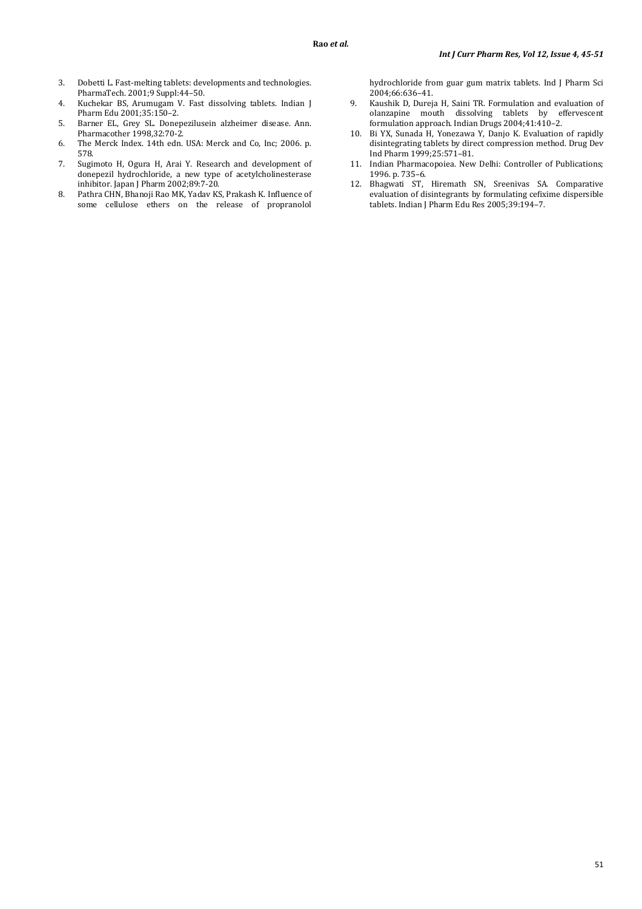3. Dobetti L. Fast-melting tablets: developments and technologies. PharmaTech. 2001;9 Suppl:44–50.
4. Kuchekar BS, Arumugam V. Fast dissolving tablets. Indian J Pharm Edu 2001;35:150–2.
5. Barner EL, Grey SL. Donepezilusein alzheimer disease. Ann. Pharmacother 1998,32:70-2.
6. The Merck Index. 14th edn. USA: Merck and Co, Inc; 2006. p. 578.
7. Sugimoto H, Ogura H, Arai Y. Research and development of donepezil hydrochloride, a new type of acetylcholinesterase inhibitor. Japan J Pharm 2002;89:7-20.
8. Pathra CHN, Bhanoji Rao MK, Yadav KS, Prakash K. Influence of some cellulose ethers on the release of propranolol hydrochloride from guar gum matrix tablets. Ind J Pharm Sci 2004;66:636–41.
9. Kaushik D, Dureja H, Saini TR. Formulation and evaluation of olanzapine mouth dissolving tablets by effervescent formulation approach. Indian Drugs 2004;41:410–2.
10. Bi YX, Sunada H, Yonezawa Y, Danjo K. Evaluation of rapidly disintegrating tablets by direct compression method. Drug Dev Ind Pharm 1999;25:571–81.
11. Indian Pharmacopoiea. New Delhi: Controller of Publications; 1996. p. 735–6.
12. Bhagwati ST, Hiremath SN, Sreenivas SA. Comparative evaluation of disintegrants by formulating cefixime dispersible tablets. Indian J Pharm Edu Res 2005;39:194–7.